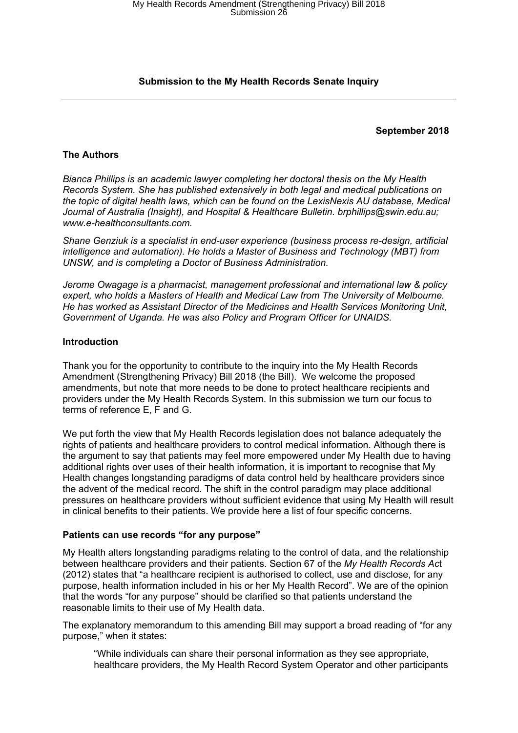**Submission to the My Health Records Senate Inquiry**

---

**September 2018**

## The Authors

*Bianca Phillips is an academic lawyer completing her doctoral thesis on the My Health Records System. She has published extensively in both legal and medical publications on the topic of digital health laws, which can be found on the LexisNexis AU database, Medical Journal of Australia (Insight), and Hospital & Healthcare Bulletin. brphillips@swin.edu.au; www.e-healthconsultants.com.*

*Shane Genziuk is a specialist in end-user experience (business process re-design, artificial intelligence and automation). He holds a Master of Business and Technology (MBT) from UNSW, and is completing a Doctor of Business Administration.*

*Jerome Owagage is a pharmacist, management professional and international law & policy expert, who holds a Masters of Health and Medical Law from The University of Melbourne. He has worked as Assistant Director of the Medicines and Health Services Monitoring Unit, Government of Uganda. He was also Policy and Program Officer for UNAIDS.*

## Introduction

Thank you for the opportunity to contribute to the inquiry into the My Health Records Amendment (Strengthening Privacy) Bill 2018 (the Bill). We welcome the proposed amendments, but note that more needs to be done to protect healthcare recipients and providers under the My Health Records System. In this submission we turn our focus to terms of reference E, F and G.

We put forth the view that My Health Records legislation does not balance adequately the rights of patients and healthcare providers to control medical information. Although there is the argument to say that patients may feel more empowered under My Health due to having additional rights over uses of their health information, it is important to recognise that My Health changes longstanding paradigms of data control held by healthcare providers since the advent of the medical record. The shift in the control paradigm may place additional pressures on healthcare providers without sufficient evidence that using My Health will result in clinical benefits to their patients. We provide here a list of four specific concerns.

### Patients can use records "for any purpose"

My Health alters longstanding paradigms relating to the control of data, and the relationship between healthcare providers and their patients. Section 67 of the *My Health Records Act* (2012) states that "a healthcare recipient is authorised to collect, use and disclose, for any purpose, health information included in his or her My Health Record". We are of the opinion that the words "for any purpose" should be clarified so that patients understand the reasonable limits to their use of My Health data.

The explanatory memorandum to this amending Bill may support a broad reading of "for any purpose," when it states:

> "While individuals can share their personal information as they see appropriate, healthcare providers, the My Health Record System Operator and other participants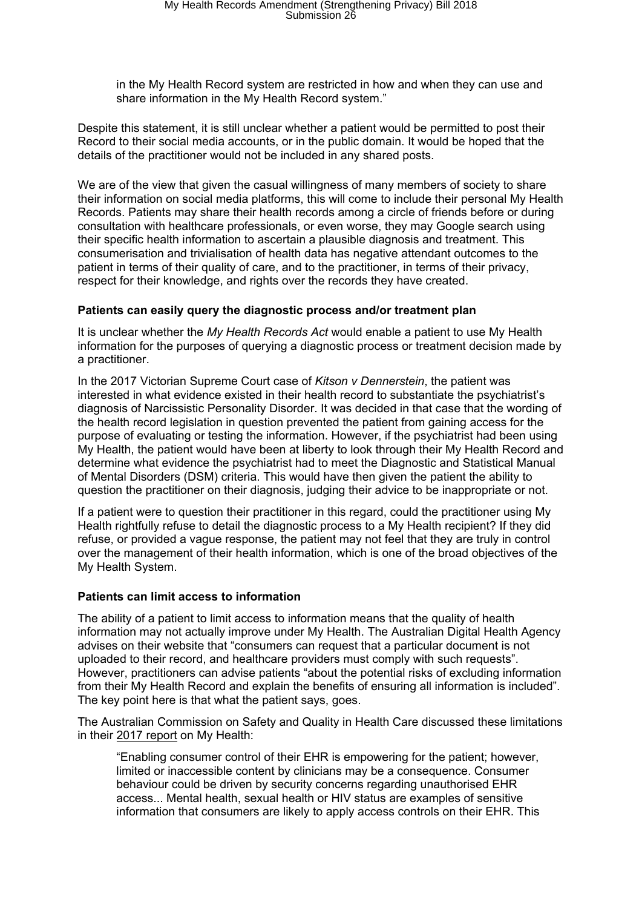in the My Health Record system are restricted in how and when they can use and share information in the My Health Record system."

Despite this statement, it is still unclear whether a patient would be permitted to post their Record to their social media accounts, or in the public domain. It would be hoped that the details of the practitioner would not be included in any shared posts.

We are of the view that given the casual willingness of many members of society to share their information on social media platforms, this will come to include their personal My Health Records. Patients may share their health records among a circle of friends before or during consultation with healthcare professionals, or even worse, they may Google search using their specific health information to ascertain a plausible diagnosis and treatment. This consumerisation and trivialisation of health data has negative attendant outcomes to the patient in terms of their quality of care, and to the practitioner, in terms of their privacy, respect for their knowledge, and rights over the records they have created.

### Patients can easily query the diagnostic process and/or treatment plan

It is unclear whether the *My Health Records Act* would enable a patient to use My Health information for the purposes of querying a diagnostic process or treatment decision made by a practitioner.

In the 2017 Victorian Supreme Court case of *Kitson v Dennerstein*, the patient was interested in what evidence existed in their health record to substantiate the psychiatrist's diagnosis of Narcissistic Personality Disorder. It was decided in that case that the wording of the health record legislation in question prevented the patient from gaining access for the purpose of evaluating or testing the information. However, if the psychiatrist had been using My Health, the patient would have been at liberty to look through their My Health Record and determine what evidence the psychiatrist had to meet the Diagnostic and Statistical Manual of Mental Disorders (DSM) criteria. This would have then given the patient the ability to question the practitioner on their diagnosis, judging their advice to be inappropriate or not.

If a patient were to question their practitioner in this regard, could the practitioner using My Health rightfully refuse to detail the diagnostic process to a My Health recipient? If they did refuse, or provided a vague response, the patient may not feel that they are truly in control over the management of their health information, which is one of the broad objectives of the My Health System.

### Patients can limit access to information

The ability of a patient to limit access to information means that the quality of health information may not actually improve under My Health. The Australian Digital Health Agency advises on their website that "consumers can request that a particular document is not uploaded to their record, and healthcare providers must comply with such requests". However, practitioners can advise patients "about the potential risks of excluding information from their My Health Record and explain the benefits of ensuring all information is included". The key point here is that what the patient says, goes.

The Australian Commission on Safety and Quality in Health Care discussed these limitations in their 2017 report on My Health:

> "Enabling consumer control of their EHR is empowering for the patient; however, limited or inaccessible content by clinicians may be a consequence. Consumer behaviour could be driven by security concerns regarding unauthorised EHR access... Mental health, sexual health or HIV status are examples of sensitive information that consumers are likely to apply access controls on their EHR. This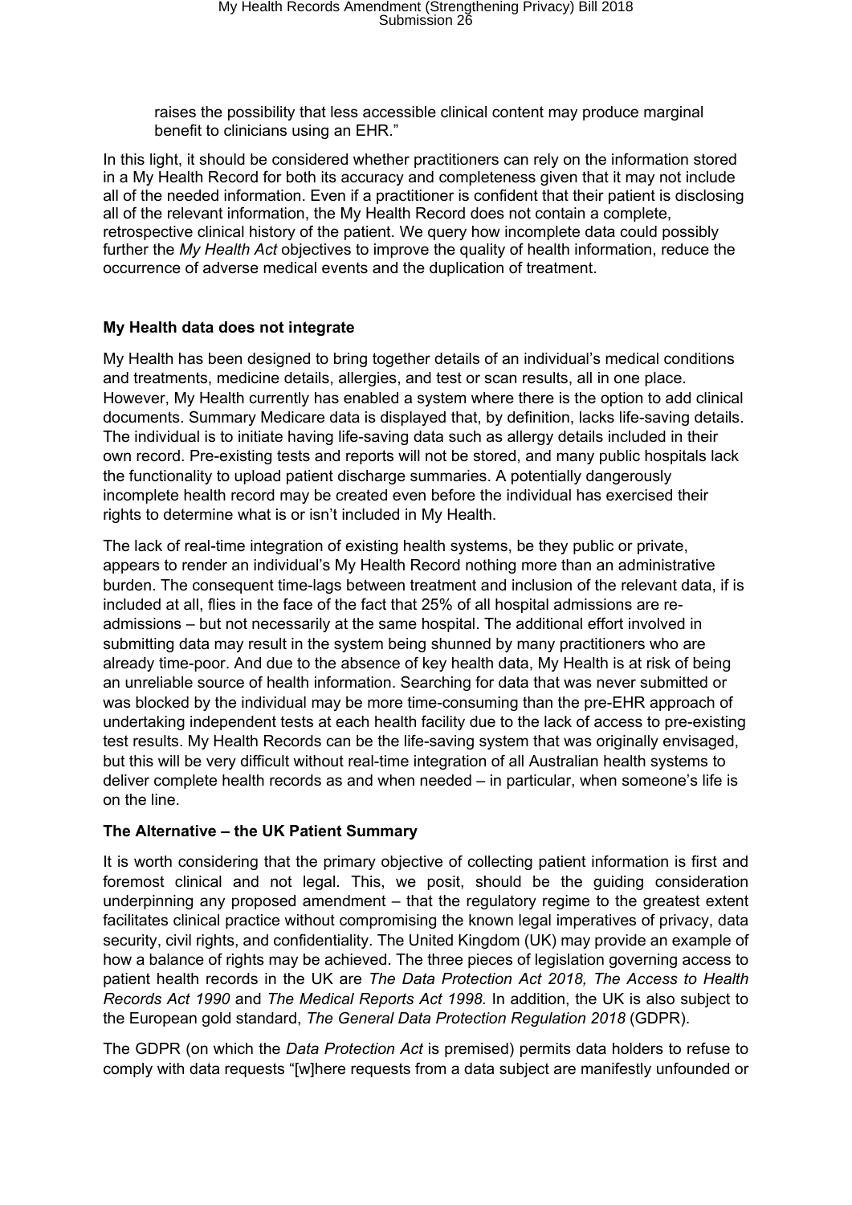raises the possibility that less accessible clinical content may produce marginal benefit to clinicians using an EHR."

In this light, it should be considered whether practitioners can rely on the information stored in a My Health Record for both its accuracy and completeness given that it may not include all of the needed information. Even if a practitioner is confident that their patient is disclosing all of the relevant information, the My Health Record does not contain a complete, retrospective clinical history of the patient. We query how incomplete data could possibly further the *My Health Act* objectives to improve the quality of health information, reduce the occurrence of adverse medical events and the duplication of treatment.

**My Health data does not integrate**

My Health has been designed to bring together details of an individual's medical conditions and treatments, medicine details, allergies, and test or scan results, all in one place. However, My Health currently has enabled a system where there is the option to add clinical documents. Summary Medicare data is displayed that, by definition, lacks life-saving details. The individual is to initiate having life-saving data such as allergy details included in their own record. Pre-existing tests and reports will not be stored, and many public hospitals lack the functionality to upload patient discharge summaries. A potentially dangerously incomplete health record may be created even before the individual has exercised their rights to determine what is or isn't included in My Health.

The lack of real-time integration of existing health systems, be they public or private, appears to render an individual's My Health Record nothing more than an administrative burden. The consequent time-lags between treatment and inclusion of the relevant data, if is included at all, flies in the face of the fact that 25% of all hospital admissions are re-admissions – but not necessarily at the same hospital. The additional effort involved in submitting data may result in the system being shunned by many practitioners who are already time-poor. And due to the absence of key health data, My Health is at risk of being an unreliable source of health information. Searching for data that was never submitted or was blocked by the individual may be more time-consuming than the pre-EHR approach of undertaking independent tests at each health facility due to the lack of access to pre-existing test results. My Health Records can be the life-saving system that was originally envisaged, but this will be very difficult without real-time integration of all Australian health systems to deliver complete health records as and when needed – in particular, when someone's life is on the line.

**The Alternative – the UK Patient Summary**

It is worth considering that the primary objective of collecting patient information is first and foremost clinical and not legal. This, we posit, should be the guiding consideration underpinning any proposed amendment – that the regulatory regime to the greatest extent facilitates clinical practice without compromising the known legal imperatives of privacy, data security, civil rights, and confidentiality. The United Kingdom (UK) may provide an example of how a balance of rights may be achieved. The three pieces of legislation governing access to patient health records in the UK are *The Data Protection Act 2018, The Access to Health Records Act 1990* and *The Medical Reports Act 1998.* In addition, the UK is also subject to the European gold standard, *The General Data Protection Regulation 2018* (GDPR).

The GDPR (on which the *Data Protection Act* is premised) permits data holders to refuse to comply with data requests "[w]here requests from a data subject are manifestly unfounded or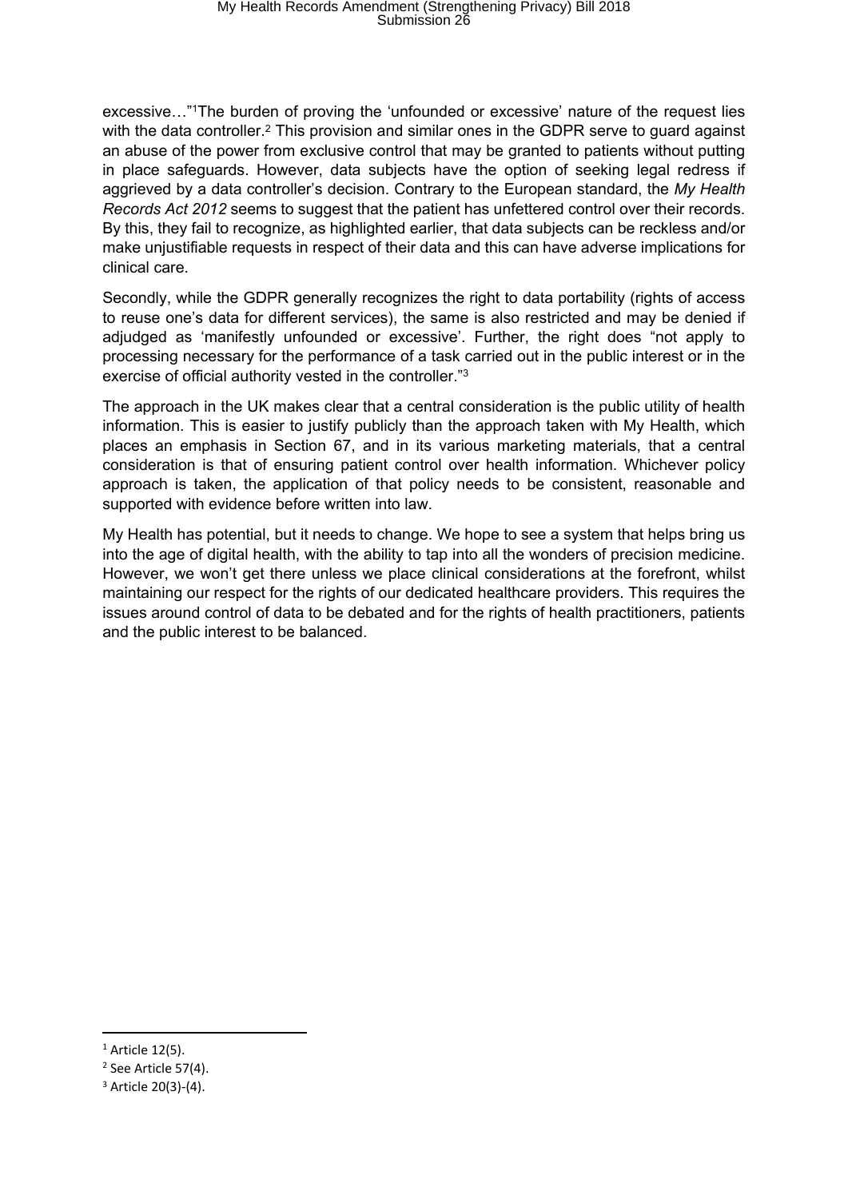excessive…"[1]The burden of proving the 'unfounded or excessive' nature of the request lies with the data controller.[2] This provision and similar ones in the GDPR serve to guard against an abuse of the power from exclusive control that may be granted to patients without putting in place safeguards. However, data subjects have the option of seeking legal redress if aggrieved by a data controller's decision. Contrary to the European standard, the *My Health Records Act 2012* seems to suggest that the patient has unfettered control over their records. By this, they fail to recognize, as highlighted earlier, that data subjects can be reckless and/or make unjustifiable requests in respect of their data and this can have adverse implications for clinical care.

Secondly, while the GDPR generally recognizes the right to data portability (rights of access to reuse one's data for different services), the same is also restricted and may be denied if adjudged as 'manifestly unfounded or excessive'. Further, the right does "not apply to processing necessary for the performance of a task carried out in the public interest or in the exercise of official authority vested in the controller."[3]

The approach in the UK makes clear that a central consideration is the public utility of health information. This is easier to justify publicly than the approach taken with My Health, which places an emphasis in Section 67, and in its various marketing materials, that a central consideration is that of ensuring patient control over health information. Whichever policy approach is taken, the application of that policy needs to be consistent, reasonable and supported with evidence before written into law.

My Health has potential, but it needs to change. We hope to see a system that helps bring us into the age of digital health, with the ability to tap into all the wonders of precision medicine. However, we won't get there unless we place clinical considerations at the forefront, whilst maintaining our respect for the rights of our dedicated healthcare providers. This requires the issues around control of data to be debated and for the rights of health practitioners, patients and the public interest to be balanced.

---

[1] Article 12(5).

[2] See Article 57(4).

[3] Article 20(3)-(4).